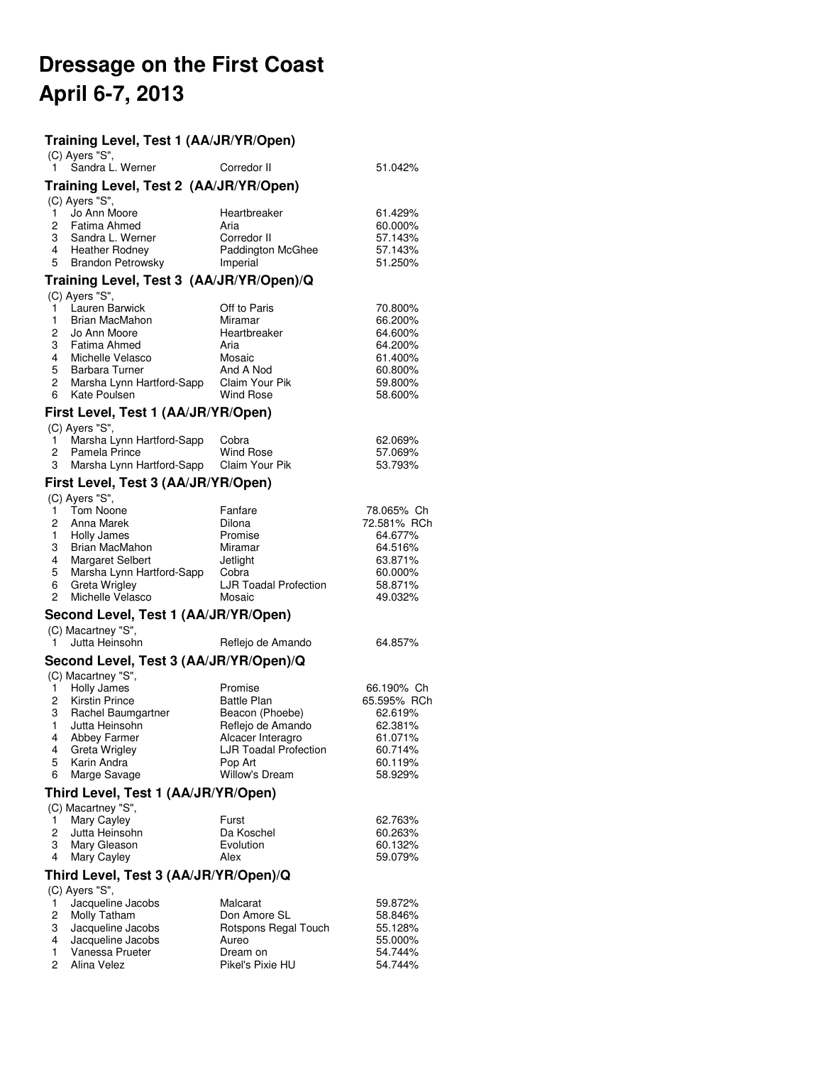# Dressage on the First Coast
# April 6-7, 2013

### Training Level, Test 1 (AA/JR/YR/Open)

(C) Ayers "S",

| | | | |
|---|---|---|---|
| 1 | Sandra L. Werner | Corredor II | 51.042% |

### Training Level, Test 2 (AA/JR/YR/Open)

(C) Ayers "S",

| | | | |
|---|---|---|---|
| 1 | Jo Ann Moore | Heartbreaker | 61.429% |
| 2 | Fatima Ahmed | Aria | 60.000% |
| 3 | Sandra L. Werner | Corredor II | 57.143% |
| 4 | Heather Rodney | Paddington McGhee | 57.143% |
| 5 | Brandon Petrowsky | Imperial | 51.250% |

### Training Level, Test 3 (AA/JR/YR/Open)/Q

(C) Ayers "S",

| | | | |
|---|---|---|---|
| 1 | Lauren Barwick | Off to Paris | 70.800% |
| 1 | Brian MacMahon | Miramar | 66.200% |
| 2 | Jo Ann Moore | Heartbreaker | 64.600% |
| 3 | Fatima Ahmed | Aria | 64.200% |
| 4 | Michelle Velasco | Mosaic | 61.400% |
| 5 | Barbara Turner | And A Nod | 60.800% |
| 2 | Marsha Lynn Hartford-Sapp | Claim Your Pik | 59.800% |
| 6 | Kate Poulsen | Wind Rose | 58.600% |

### First Level, Test 1 (AA/JR/YR/Open)

(C) Ayers "S",

| | | | |
|---|---|---|---|
| 1 | Marsha Lynn Hartford-Sapp | Cobra | 62.069% |
| 2 | Pamela Prince | Wind Rose | 57.069% |
| 3 | Marsha Lynn Hartford-Sapp | Claim Your Pik | 53.793% |

### First Level, Test 3 (AA/JR/YR/Open)

(C) Ayers "S",

| | | | |
|---|---|---|---|
| 1 | Tom Noone | Fanfare | 78.065% Ch |
| 2 | Anna Marek | Dilona | 72.581% RCh |
| 1 | Holly James | Promise | 64.677% |
| 3 | Brian MacMahon | Miramar | 64.516% |
| 4 | Margaret Selbert | Jetlight | 63.871% |
| 5 | Marsha Lynn Hartford-Sapp | Cobra | 60.000% |
| 6 | Greta Wrigley | LJR Toadal Profection | 58.871% |
| 2 | Michelle Velasco | Mosaic | 49.032% |

### Second Level, Test 1 (AA/JR/YR/Open)

(C) Macartney "S",

| | | | |
|---|---|---|---|
| 1 | Jutta Heinsohn | Reflejo de Amando | 64.857% |

### Second Level, Test 3 (AA/JR/YR/Open)/Q

(C) Macartney "S",

| | | | |
|---|---|---|---|
| 1 | Holly James | Promise | 66.190% Ch |
| 2 | Kirstin Prince | Battle Plan | 65.595% RCh |
| 3 | Rachel Baumgartner | Beacon (Phoebe) | 62.619% |
| 1 | Jutta Heinsohn | Reflejo de Amando | 62.381% |
| 4 | Abbey Farmer | Alcacer Interagro | 61.071% |
| 4 | Greta Wrigley | LJR Toadal Profection | 60.714% |
| 5 | Karin Andra | Pop Art | 60.119% |
| 6 | Marge Savage | Willow's Dream | 58.929% |

### Third Level, Test 1 (AA/JR/YR/Open)

(C) Macartney "S",

| | | | |
|---|---|---|---|
| 1 | Mary Cayley | Furst | 62.763% |
| 2 | Jutta Heinsohn | Da Koschel | 60.263% |
| 3 | Mary Gleason | Evolution | 60.132% |
| 4 | Mary Cayley | Alex | 59.079% |

### Third Level, Test 3 (AA/JR/YR/Open)/Q

(C) Ayers "S",

| | | | |
|---|---|---|---|
| 1 | Jacqueline Jacobs | Malcarat | 59.872% |
| 2 | Molly Tatham | Don Amore SL | 58.846% |
| 3 | Jacqueline Jacobs | Rotspons Regal Touch | 55.128% |
| 4 | Jacqueline Jacobs | Aureo | 55.000% |
| 1 | Vanessa Prueter | Dream on | 54.744% |
| 2 | Alina Velez | Pikel's Pixie HU | 54.744% |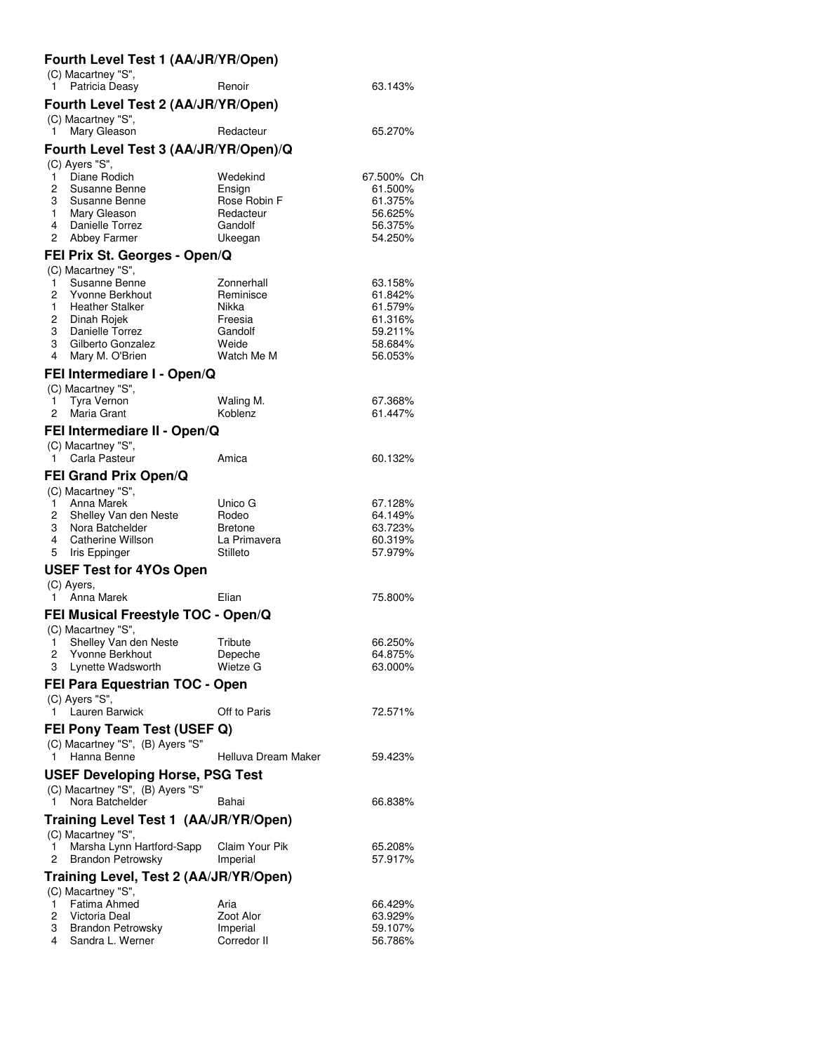## Fourth Level Test 1 (AA/JR/YR/Open)

(C) Macartney "S",

| | | | |
|---|---|---|---|
| 1 | Patricia Deasy | Renoir | 63.143% |

## Fourth Level Test 2 (AA/JR/YR/Open)

(C) Macartney "S",

| | | | |
|---|---|---|---|
| 1 | Mary Gleason | Redacteur | 65.270% |

## Fourth Level Test 3 (AA/JR/YR/Open)/Q

(C) Ayers "S",

| | | | |
|---|---|---|---|
| 1 | Diane Rodich | Wedekind | 67.500% Ch |
| 2 | Susanne Benne | Ensign | 61.500% |
| 3 | Susanne Benne | Rose Robin F | 61.375% |
| 1 | Mary Gleason | Redacteur | 56.625% |
| 4 | Danielle Torrez | Gandolf | 56.375% |
| 2 | Abbey Farmer | Ukeegan | 54.250% |

## FEI Prix St. Georges - Open/Q

(C) Macartney "S",

| | | | |
|---|---|---|---|
| 1 | Susanne Benne | Zonnerhall | 63.158% |
| 2 | Yvonne Berkhout | Reminisce | 61.842% |
| 1 | Heather Stalker | Nikka | 61.579% |
| 2 | Dinah Rojek | Freesia | 61.316% |
| 3 | Danielle Torrez | Gandolf | 59.211% |
| 3 | Gilberto Gonzalez | Weide | 58.684% |
| 4 | Mary M. O'Brien | Watch Me M | 56.053% |

## FEI Intermediare I - Open/Q

(C) Macartney "S",

| | | | |
|---|---|---|---|
| 1 | Tyra Vernon | Waling M. | 67.368% |
| 2 | Maria Grant | Koblenz | 61.447% |

## FEI Intermediare II - Open/Q

(C) Macartney "S",

| | | | |
|---|---|---|---|
| 1 | Carla Pasteur | Amica | 60.132% |

## FEI Grand Prix Open/Q

(C) Macartney "S",

| | | | |
|---|---|---|---|
| 1 | Anna Marek | Unico G | 67.128% |
| 2 | Shelley Van den Neste | Rodeo | 64.149% |
| 3 | Nora Batchelder | Bretone | 63.723% |
| 4 | Catherine Willson | La Primavera | 60.319% |
| 5 | Iris Eppinger | Stilleto | 57.979% |

## USEF Test for 4YOs Open

(C) Ayers,

| | | | |
|---|---|---|---|
| 1 | Anna Marek | Elian | 75.800% |

## FEI Musical Freestyle TOC - Open/Q

(C) Macartney "S",

| | | | |
|---|---|---|---|
| 1 | Shelley Van den Neste | Tribute | 66.250% |
| 2 | Yvonne Berkhout | Depeche | 64.875% |
| 3 | Lynette Wadsworth | Wietze G | 63.000% |

## FEI Para Equestrian TOC - Open

(C) Ayers "S",

| | | | |
|---|---|---|---|
| 1 | Lauren Barwick | Off to Paris | 72.571% |

## FEI Pony Team Test (USEF Q)

(C) Macartney "S", (B) Ayers "S"

| | | | |
|---|---|---|---|
| 1 | Hanna Benne | Helluva Dream Maker | 59.423% |

## USEF Developing Horse, PSG Test

(C) Macartney "S", (B) Ayers "S"

| | | | |
|---|---|---|---|
| 1 | Nora Batchelder | Bahai | 66.838% |

## Training Level Test 1 (AA/JR/YR/Open)

(C) Macartney "S",

| | | | |
|---|---|---|---|
| 1 | Marsha Lynn Hartford-Sapp | Claim Your Pik | 65.208% |
| 2 | Brandon Petrowsky | Imperial | 57.917% |

## Training Level, Test 2 (AA/JR/YR/Open)

(C) Macartney "S",

| | | | |
|---|---|---|---|
| 1 | Fatima Ahmed | Aria | 66.429% |
| 2 | Victoria Deal | Zoot Alor | 63.929% |
| 3 | Brandon Petrowsky | Imperial | 59.107% |
| 4 | Sandra L. Werner | Corredor II | 56.786% |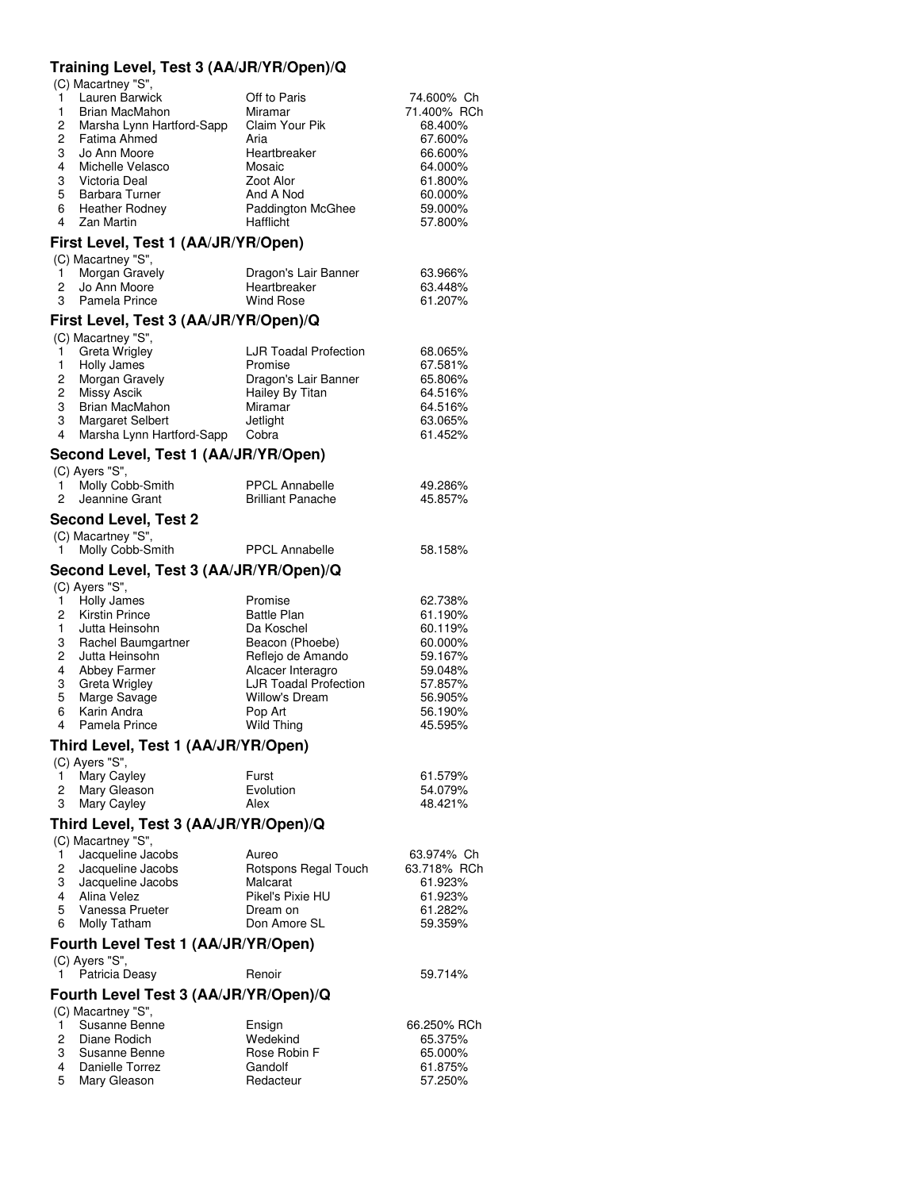### Training Level, Test 3 (AA/JR/YR/Open)/Q

(C) Macartney "S",

| Place | Rider | Horse | Score |
|---|---|---|---|
| 1 | Lauren Barwick | Off to Paris | 74.600% Ch |
| 1 | Brian MacMahon | Miramar | 71.400% RCh |
| 2 | Marsha Lynn Hartford-Sapp | Claim Your Pik | 68.400% |
| 2 | Fatima Ahmed | Aria | 67.600% |
| 3 | Jo Ann Moore | Heartbreaker | 66.600% |
| 4 | Michelle Velasco | Mosaic | 64.000% |
| 3 | Victoria Deal | Zoot Alor | 61.800% |
| 5 | Barbara Turner | And A Nod | 60.000% |
| 6 | Heather Rodney | Paddington McGhee | 59.000% |
| 4 | Zan Martin | Hafflicht | 57.800% |

### First Level, Test 1 (AA/JR/YR/Open)

(C) Macartney "S",

| Place | Rider | Horse | Score |
|---|---|---|---|
| 1 | Morgan Gravely | Dragon's Lair Banner | 63.966% |
| 2 | Jo Ann Moore | Heartbreaker | 63.448% |
| 3 | Pamela Prince | Wind Rose | 61.207% |

### First Level, Test 3 (AA/JR/YR/Open)/Q

(C) Macartney "S",

| Place | Rider | Horse | Score |
|---|---|---|---|
| 1 | Greta Wrigley | LJR Toadal Profection | 68.065% |
| 1 | Holly James | Promise | 67.581% |
| 2 | Morgan Gravely | Dragon's Lair Banner | 65.806% |
| 2 | Missy Ascik | Hailey By Titan | 64.516% |
| 3 | Brian MacMahon | Miramar | 64.516% |
| 3 | Margaret Selbert | Jetlight | 63.065% |
| 4 | Marsha Lynn Hartford-Sapp | Cobra | 61.452% |

### Second Level, Test 1 (AA/JR/YR/Open)

(C) Ayers "S",

| Place | Rider | Horse | Score |
|---|---|---|---|
| 1 | Molly Cobb-Smith | PPCL Annabelle | 49.286% |
| 2 | Jeannine Grant | Brilliant Panache | 45.857% |

### Second Level, Test 2

(C) Macartney "S",

| Place | Rider | Horse | Score |
|---|---|---|---|
| 1 | Molly Cobb-Smith | PPCL Annabelle | 58.158% |

### Second Level, Test 3 (AA/JR/YR/Open)/Q

(C) Ayers "S",

| Place | Rider | Horse | Score |
|---|---|---|---|
| 1 | Holly James | Promise | 62.738% |
| 2 | Kirstin Prince | Battle Plan | 61.190% |
| 1 | Jutta Heinsohn | Da Koschel | 60.119% |
| 3 | Rachel Baumgartner | Beacon (Phoebe) | 60.000% |
| 2 | Jutta Heinsohn | Reflejo de Amando | 59.167% |
| 4 | Abbey Farmer | Alcacer Interagro | 59.048% |
| 3 | Greta Wrigley | LJR Toadal Profection | 57.857% |
| 5 | Marge Savage | Willow's Dream | 56.905% |
| 6 | Karin Andra | Pop Art | 56.190% |
| 4 | Pamela Prince | Wild Thing | 45.595% |

### Third Level, Test 1 (AA/JR/YR/Open)

(C) Ayers "S",

| Place | Rider | Horse | Score |
|---|---|---|---|
| 1 | Mary Cayley | Furst | 61.579% |
| 2 | Mary Gleason | Evolution | 54.079% |
| 3 | Mary Cayley | Alex | 48.421% |

### Third Level, Test 3 (AA/JR/YR/Open)/Q

(C) Macartney "S",

| Place | Rider | Horse | Score |
|---|---|---|---|
| 1 | Jacqueline Jacobs | Aureo | 63.974% Ch |
| 2 | Jacqueline Jacobs | Rotspons Regal Touch | 63.718% RCh |
| 3 | Jacqueline Jacobs | Malcarat | 61.923% |
| 4 | Alina Velez | Pikel's Pixie HU | 61.923% |
| 5 | Vanessa Prueter | Dream on | 61.282% |
| 6 | Molly Tatham | Don Amore SL | 59.359% |

### Fourth Level Test 1 (AA/JR/YR/Open)

(C) Ayers "S",

| Place | Rider | Horse | Score |
|---|---|---|---|
| 1 | Patricia Deasy | Renoir | 59.714% |

### Fourth Level Test 3 (AA/JR/YR/Open)/Q

(C) Macartney "S",

| Place | Rider | Horse | Score |
|---|---|---|---|
| 1 | Susanne Benne | Ensign | 66.250% RCh |
| 2 | Diane Rodich | Wedekind | 65.375% |
| 3 | Susanne Benne | Rose Robin F | 65.000% |
| 4 | Danielle Torrez | Gandolf | 61.875% |
| 5 | Mary Gleason | Redacteur | 57.250% |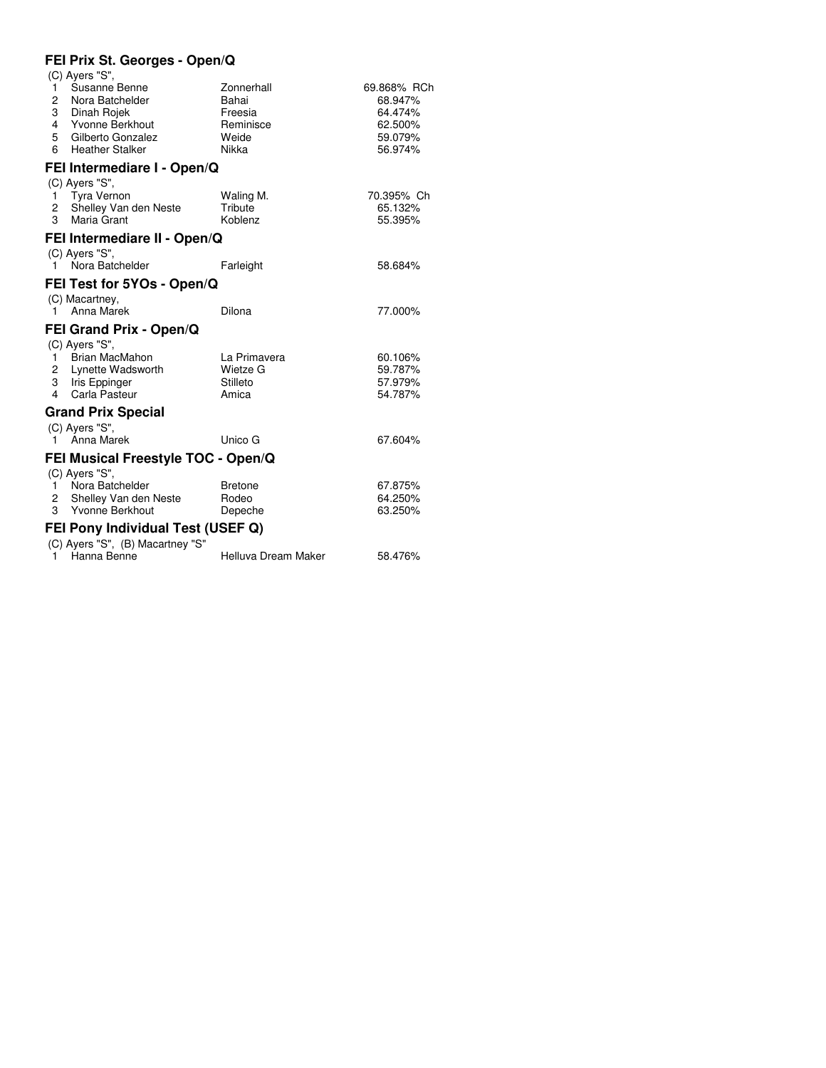### FEI Prix St. Georges - Open/Q

(C) Ayers "S",

| | | | |
|---|---|---|---|
| 1 | Susanne Benne | Zonnerhall | 69.868% RCh |
| 2 | Nora Batchelder | Bahai | 68.947% |
| 3 | Dinah Rojek | Freesia | 64.474% |
| 4 | Yvonne Berkhout | Reminisce | 62.500% |
| 5 | Gilberto Gonzalez | Weide | 59.079% |
| 6 | Heather Stalker | Nikka | 56.974% |

### FEI Intermediare I - Open/Q

(C) Ayers "S",

| | | | |
|---|---|---|---|
| 1 | Tyra Vernon | Waling M. | 70.395% Ch |
| 2 | Shelley Van den Neste | Tribute | 65.132% |
| 3 | Maria Grant | Koblenz | 55.395% |

### FEI Intermediare II - Open/Q

(C) Ayers "S",

| | | | |
|---|---|---|---|
| 1 | Nora Batchelder | Farleight | 58.684% |

### FEI Test for 5YOs - Open/Q

(C) Macartney,

| | | | |
|---|---|---|---|
| 1 | Anna Marek | Dilona | 77.000% |

### FEI Grand Prix - Open/Q

(C) Ayers "S",

| | | | |
|---|---|---|---|
| 1 | Brian MacMahon | La Primavera | 60.106% |
| 2 | Lynette Wadsworth | Wietze G | 59.787% |
| 3 | Iris Eppinger | Stilleto | 57.979% |
| 4 | Carla Pasteur | Amica | 54.787% |

### Grand Prix Special

(C) Ayers "S",

| | | | |
|---|---|---|---|
| 1 | Anna Marek | Unico G | 67.604% |

### FEI Musical Freestyle TOC - Open/Q

(C) Ayers "S",

| | | | |
|---|---|---|---|
| 1 | Nora Batchelder | Bretone | 67.875% |
| 2 | Shelley Van den Neste | Rodeo | 64.250% |
| 3 | Yvonne Berkhout | Depeche | 63.250% |

### FEI Pony Individual Test (USEF Q)

(C) Ayers "S", (B) Macartney "S"

| | | | |
|---|---|---|---|
| 1 | Hanna Benne | Helluva Dream Maker | 58.476% |